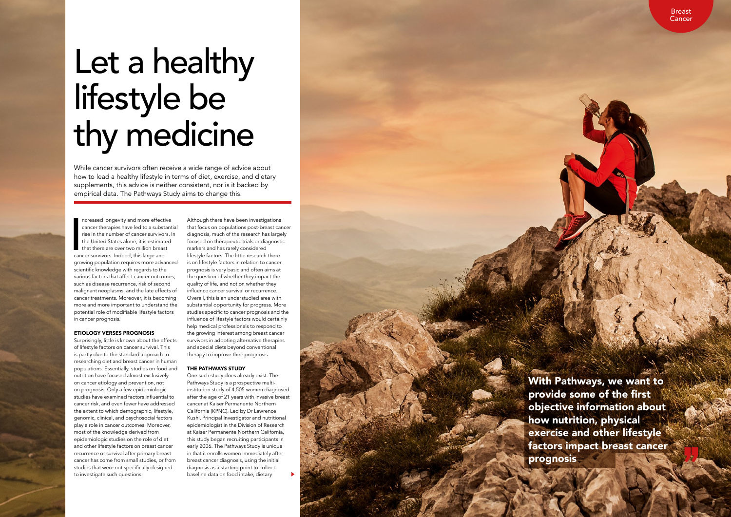# Let a healthy lifestyle be thy medicine

While cancer survivors often receive a wide range of advice about how to lead a healthy lifestyle in terms of diet, exercise, and dietary supplements, this advice is neither consistent, nor is it backed by empirical data. The Pathways Study aims to change this.

Increased longevity and more effective cancer therapies have led to a substantial rise in the number of cancer survivors. In the United States alone, it is estimated that there are over two million breast cancer survivors. Indeed, this large and growing population requires more advanced scientific knowledge with regards to the various factors that affect cancer outcomes, such as disease recurrence, risk of second malignant neoplasms, and the late effects of cancer treatments. Moreover, it is becoming more and more important to understand the potential role of modifiable lifestyle factors in cancer prognosis.

### ETIOLOGY VERSES PROGNOSIS

Surprisingly, little is known about the effects of lifestyle factors on cancer survival. This is partly due to the standard approach to researching diet and breast cancer in human populations. Essentially, studies on food and nutrition have focused almost exclusively on cancer etiology and prevention, not on prognosis. Only a few epidemiologic studies have examined factors influential to cancer risk, and even fewer have addressed the extent to which demographic, lifestyle, genomic, clinical, and psychosocial factors play a role in cancer outcomes. Moreover, most of the knowledge derived from epidemiologic studies on the role of diet and other lifestyle factors on breast cancer recurrence or survival after primary breast cancer has come from small studies, or from studies that were not specifically designed to investigate such questions.

Although there have been investigations that focus on populations post-breast cancer diagnosis, much of the research has largely focused on therapeutic trials or diagnostic markers and has rarely considered lifestyle factors. The little research there is on lifestyle factors in relation to cancer prognosis is very basic and often aims at the question of whether they impact the quality of life, and not on whether they influence cancer survival or recurrence. Overall, this is an understudied area with substantial opportunity for progress. More studies specific to cancer prognosis and the influence of lifestyle factors would certainly help medical professionals to respond to the growing interest among breast cancer survivors in adopting alternative therapies and special diets beyond conventional therapy to improve their prognosis.

### THE PATHWAYS STUDY

One such study does already exist. The Pathways Study is a prospective multi-institution study of 4,505 women diagnosed after the age of 21 years with invasive breast cancer at Kaiser Permanente Northern California (KPNC). Led by Dr Lawrence Kushi, Principal Investigator and nutritional epidemiologist in the Division of Research at Kaiser Permanente Northern California, this study began recruiting participants in early 2006. The Pathways Study is unique in that it enrolls women immediately after breast cancer diagnosis, using the initial diagnosis as a starting point to collect baseline data on food intake, dietary

**With Pathways, we want to provide some of the first objective information about how nutrition, physical exercise and other lifestyle factors impact breast cancer prognosis**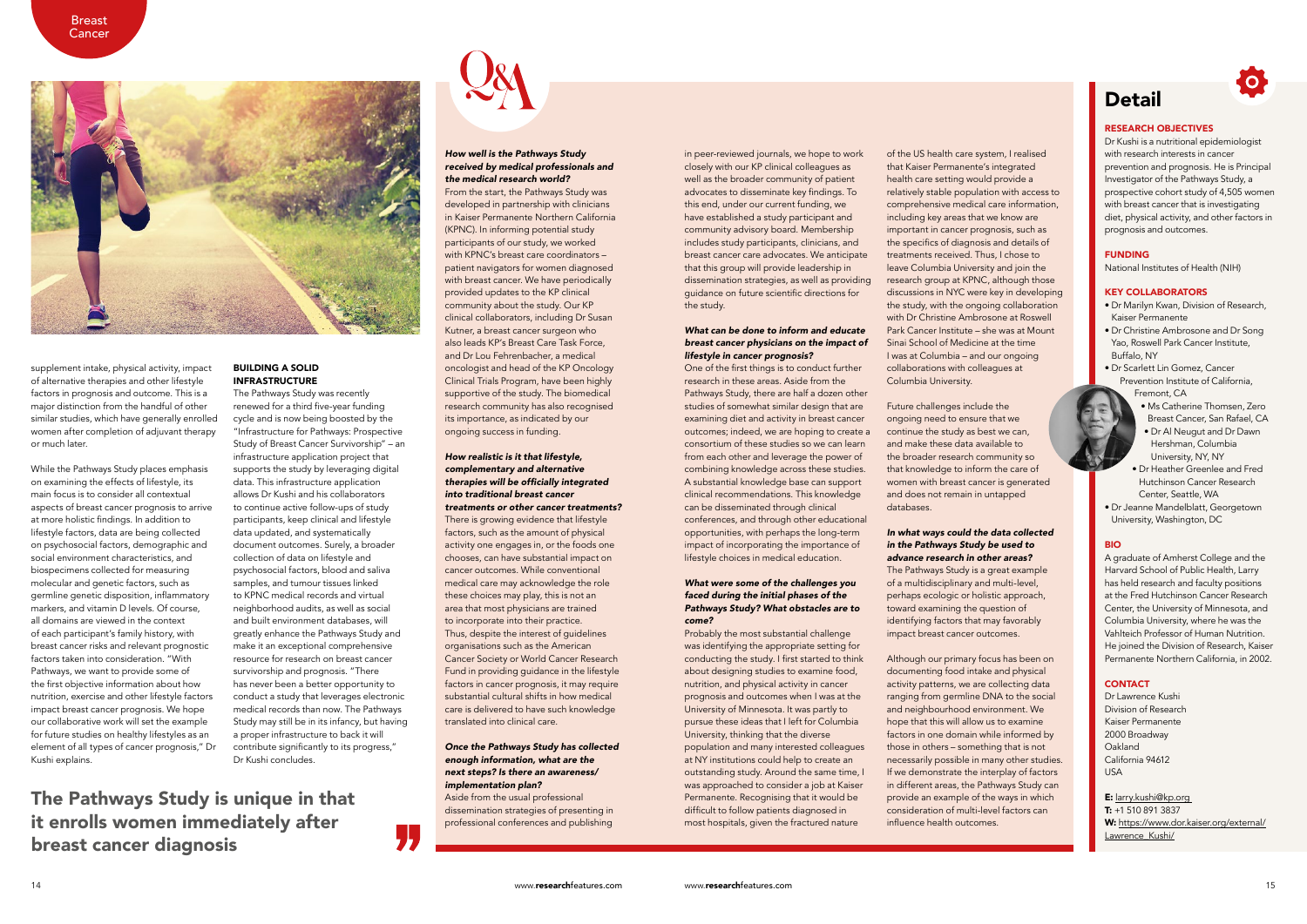supplement intake, physical activity, impact of alternative therapies and other lifestyle factors in prognosis and outcome. This is a major distinction from the handful of other similar studies, which have generally enrolled women after completion of adjuvant therapy or much later.

While the Pathways Study places emphasis on examining the effects of lifestyle, its main focus is to consider all contextual aspects of breast cancer prognosis to arrive at more holistic findings. In addition to lifestyle factors, data are being collected on psychosocial factors, demographic and social environment characteristics, and biospecimens collected for measuring molecular and genetic factors, such as germline genetic disposition, inflammatory markers, and vitamin D levels. Of course, all domains are viewed in the context of each participant's family history, with breast cancer risks and relevant prognostic factors taken into consideration. "With Pathways, we want to provide some of the first objective information about how nutrition, exercise and other lifestyle factors impact breast cancer prognosis. We hope our collaborative work will set the example for future studies on healthy lifestyles as an element of all types of cancer prognosis," Dr Kushi explains.

## BUILDING A SOLID INFRASTRUCTURE

The Pathways Study was recently renewed for a third five-year funding cycle and is now being boosted by the "Infrastructure for Pathways: Prospective Study of Breast Cancer Survivorship" – an infrastructure application project that supports the study by leveraging digital data. This infrastructure application allows Dr Kushi and his collaborators to continue active follow-ups of study participants, keep clinical and lifestyle data updated, and systematically document outcomes. Surely, a broader collection of data on lifestyle and psychosocial factors, blood and saliva samples, and tumour tissues linked to KPNC medical records and virtual neighborhood audits, as well as social and built environment databases, will greatly enhance the Pathways Study and make it an exceptional comprehensive resource for research on breast cancer survivorship and prognosis. "There has never been a better opportunity to conduct a study that leverages electronic medical records than now. The Pathways Study may still be in its infancy, but having a proper infrastructure to back it will contribute significantly to its progress," Dr Kushi concludes.

**The Pathways Study is unique in that it enrolls women immediately after breast cancer diagnosis**

# Q&A

***How well is the Pathways Study received by medical professionals and the medical research world?***

From the start, the Pathways Study was developed in partnership with clinicians in Kaiser Permanente Northern California (KPNC). In informing potential study participants of our study, we worked with KPNC's breast cancer coordinators – patient navigators for women diagnosed with breast cancer. We have periodically provided updates to the KP clinical community about the study. Our KP clinical collaborators, including Dr Susan Kutner, a breast cancer surgeon who also leads KP's Breast Care Task Force, and Dr Lou Fehrenbacher, a medical oncologist and head of the KP Oncology Clinical Trials Program, have been highly supportive of the study. The biomedical research community has also recognised its importance, as indicated by our ongoing success in funding.

***How realistic is it that lifestyle, complementary and alternative therapies will be officially integrated into traditional breast cancer treatments or other cancer treatments?***

There is growing evidence that lifestyle factors, such as the amount of physical activity one engages in, or the foods one chooses, can have substantial impact on cancer outcomes. While conventional medical care may acknowledge the role these choices may play, this is not an area that most physicians are trained to incorporate into their practice. Thus, despite the interest of guidelines organisations such as the American Cancer Society or World Cancer Research Fund in providing guidance in the lifestyle factors in cancer prognosis, it may require substantial cultural shifts in how medical care is delivered to have such knowledge translated into clinical care.

***Once the Pathways Study has collected enough information, what are the next steps? Is there an awareness/implementation plan?***

Aside from the usual professional dissemination strategies of presenting in professional conferences and publishing in peer-reviewed journals, we hope to work closely with our KP clinical colleagues as well as the broader community of patient advocates to disseminate key findings. To this end, under our current funding, we have established a study participant and community advisory board. Membership includes study participants, clinicians, and breast cancer care advocates. We anticipate that this group will provide leadership in dissemination strategies, as well as providing guidance on future scientific directions for the study.

***What can be done to inform and educate breast cancer physicians on the impact of lifestyle in cancer prognosis?***

One of the first things is to conduct further research in these areas. Aside from the Pathways Study, there are half a dozen other studies of somewhat similar design that are examining diet and activity in breast cancer outcomes; indeed, we are hoping to create a consortium of these studies so we can learn from each other and leverage the power of combining knowledge across these studies. A substantial knowledge base can support clinical recommendations. This knowledge can be disseminated through clinical conferences, and through other educational opportunities, with perhaps the long-term impact of incorporating the importance of lifestyle choices in medical education.

***What were some of the challenges you faced during the initial phases of the Pathways Study? What obstacles are to come?***

Probably the most substantial challenge was identifying the appropriate setting for conducting the study. I first started to think about designing studies to examine food, nutrition, and physical activity in cancer prognosis and outcomes when I was at the University of Minnesota. It was partly to pursue these ideas that I left for Columbia University, thinking that the diverse population and many interested colleagues at NY institutions could help to create an outstanding study. Around the same time, I was approached to consider a job at Kaiser Permanente. Recognising that it would be difficult to follow patients diagnosed in most hospitals, given the fractured nature of the US health care system, I realised that Kaiser Permanente's integrated health care setting would provide a relatively stable population with access to comprehensive medical care information, including key areas that we know are important in cancer prognosis, such as the specifics of diagnosis and details of treatments received. Thus, I chose to leave Columbia University and join the research group at KPNC, although those discussions in NYC were key in developing the study, with the ongoing collaboration with Dr Christine Ambrosone at Roswell Park Cancer Institute – she was at Mount Sinai School of Medicine at the time I was at Columbia – and our ongoing collaborations with colleagues at Columbia University.

Future challenges include the ongoing need to ensure that we continue the study as best we can, and make these data available to the broader research community so that knowledge to inform the care of women with breast cancer is generated and does not remain in untapped databases.

***In what ways could the data collected in the Pathways Study be used to advance research in other areas?***

The Pathways Study is a great example of a multidisciplinary and multi-level, perhaps ecologic or holistic approach, toward examining the question of identifying factors that may favorably impact breast cancer outcomes.

Although our primary focus has been on documenting food intake and physical activity patterns, we are collecting data ranging from germline DNA to the social and neighbourhood environment. We hope that this will allow us to examine factors in one domain while informed by those in others – something that is not necessarily possible in many other studies. If we demonstrate the interplay of factors in different areas, the Pathways Study can provide an example of the ways in which consideration of multi-level factors can influence health outcomes.

## Detail

### RESEARCH OBJECTIVES

Dr Kushi is a nutritional epidemiologist with research interests in cancer prevention and prognosis. He is Principal Investigator of the Pathways Study, a prospective cohort study of 4,505 women with breast cancer that is investigating diet, physical activity, and other factors in prognosis and outcomes.

### FUNDING

National Institutes of Health (NIH)

### KEY COLLABORATORS

- Dr Marilyn Kwan, Division of Research, Kaiser Permanente
- Dr Christine Ambrosone and Dr Song Yao, Roswell Park Cancer Institute, Buffalo, NY
- Dr Scarlett Lin Gomez, Cancer Prevention Institute of California, Fremont, CA
- Ms Catherine Thomsen, Zero Breast Cancer, San Rafael, CA
- Dr Al Neugut and Dr Dawn Hershman, Columbia University, NY, NY
- Dr Heather Greenlee and Dr Fred Hutchinson Cancer Research Center, Seattle, WA
- Dr Jeanne Mandelblatt, Georgetown University, Washington, DC

### BIO

A graduate of Amherst College and the Harvard School of Public Health, Larry has held research and faculty positions at the Fred Hutchinson Cancer Research Center, the University of Minnesota, and Columbia University, where he was the Vahlteich Professor of Human Nutrition. He joined the Division of Research, Kaiser Permanente Northern California, in 2002.

### CONTACT

Dr Lawrence Kushi
Division of Research
Kaiser Permanente
2000 Broadway
Oakland
California 94612
USA

**E:** larry.kushi@kp.org
**T:** +1 510 891 3837
**W:** https://www.dor.kaiser.org/external/Lawrence_Kushi/